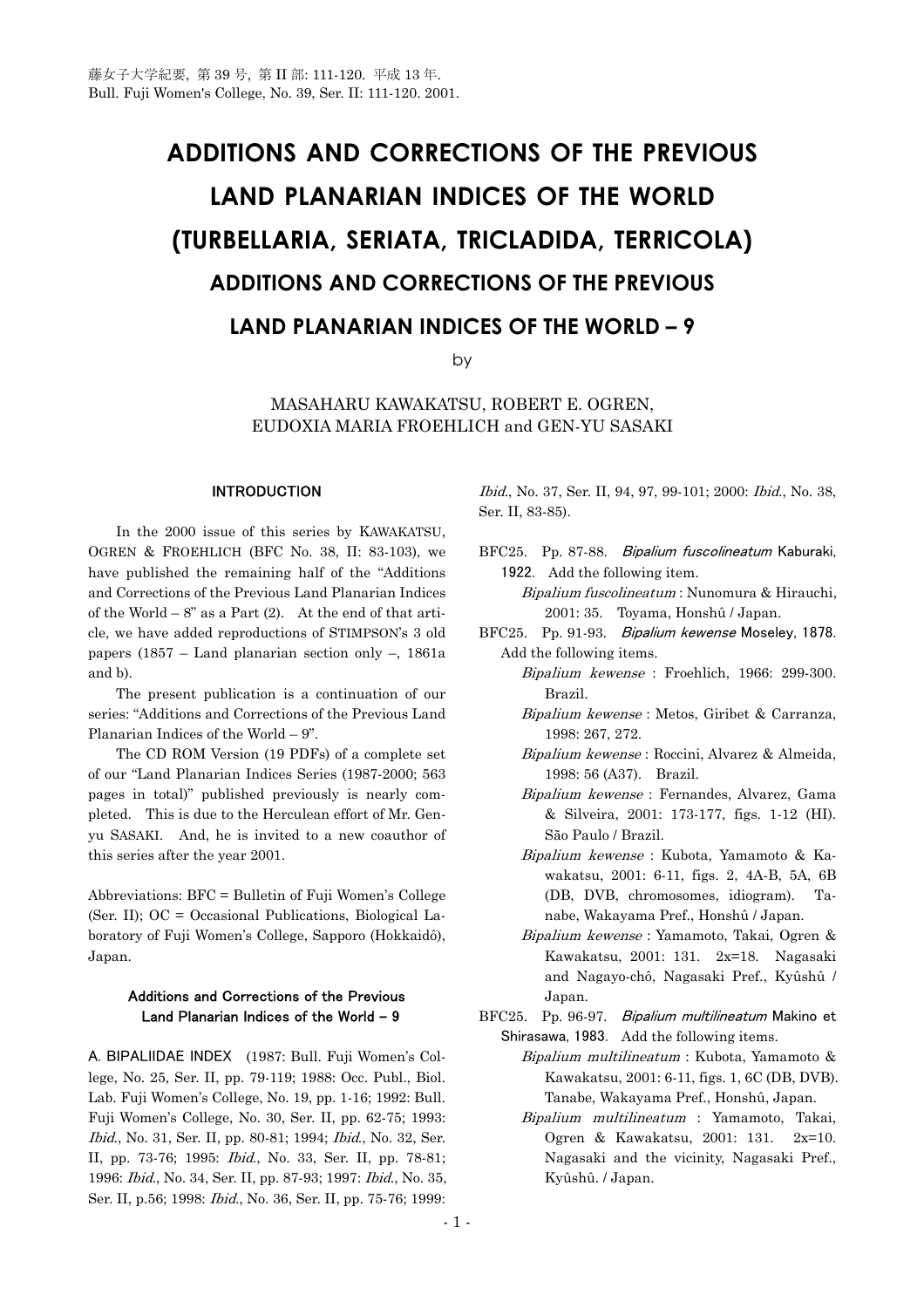藤女子大学紀要, 第 39 号, 第 II 部: 111-120. 平成 13 年.
Bull. Fuji Women's College, No. 39, Ser. II: 111-120. 2001.

# ADDITIONS AND CORRECTIONS OF THE PREVIOUS LAND PLANARIAN INDICES OF THE WORLD (TURBELLARIA, SERIATA, TRICLADIDA, TERRICOLA)

## ADDITIONS AND CORRECTIONS OF THE PREVIOUS LAND PLANARIAN INDICES OF THE WORLD – 9

by

MASAHARU KAWAKATSU, ROBERT E. OGREN, EUDOXIA MARIA FROEHLICH and GEN-YU SASAKI

### INTRODUCTION

In the 2000 issue of this series by KAWAKATSU, OGREN & FROEHLICH (BFC No. 38, II: 83-103), we have published the remaining half of the "Additions and Corrections of the Previous Land Planarian Indices of the World – 8" as a Part (2). At the end of that article, we have added reproductions of STIMPSON's 3 old papers (1857 – Land planarian section only –, 1861a and b).

The present publication is a continuation of our series: "Additions and Corrections of the Previous Land Planarian Indices of the World – 9".

The CD ROM Version (19 PDFs) of a complete set of our "Land Planarian Indices Series (1987-2000; 563 pages in total)" published previously is nearly completed. This is due to the Herculean effort of Mr. Gen-yu SASAKI. And, he is invited to a new coauthor of this series after the year 2001.

Abbreviations: BFC = Bulletin of Fuji Women's College (Ser. II); OC = Occasional Publications, Biological Laboratory of Fuji Women's College, Sapporo (Hokkaidô), Japan.

### Additions and Corrections of the Previous Land Planarian Indices of the World – 9

A. BIPALIIDAE INDEX (1987: Bull. Fuji Women's College, No. 25, Ser. II, pp. 79-119; 1988: Occ. Publ., Biol. Lab. Fuji Women's College, No. 19, pp. 1-16; 1992: Bull. Fuji Women's College, No. 30, Ser. II, pp. 62-75; 1993: *Ibid.*, No. 31, Ser. II, pp. 80-81; 1994; *Ibid.*, No. 32, Ser. II, pp. 73-76; 1995: *Ibid.*, No. 33, Ser. II, pp. 78-81; 1996: *Ibid.*, No. 34, Ser. II, pp. 87-93; 1997: *Ibid.*, No. 35, Ser. II, p.56; 1998: *Ibid.*, No. 36, Ser. II, pp. 75-76; 1999: *Ibid.*, No. 37, Ser. II, 94, 97, 99-101; 2000: *Ibid.*, No. 38, Ser. II, 83-85).

BFC25. Pp. 87-88. *Bipalium fuscolineatum* Kaburaki, 1922. Add the following item.

- *Bipalium fuscolineatum* : Nunomura & Hirauchi, 2001: 35. Toyama, Honshû / Japan.

BFC25. Pp. 91-93. *Bipalium kewense* Moseley, 1878. Add the following items.

- *Bipalium kewense* : Froehlich, 1966: 299-300. Brazil.
- *Bipalium kewense* : Metos, Giribet & Carranza, 1998: 267, 272.
- *Bipalium kewense* : Roccini, Alvarez & Almeida, 1998: 56 (A37). Brazil.
- *Bipalium kewense* : Fernandes, Alvarez, Gama & Silveira, 2001: 173-177, figs. 1-12 (HI). São Paulo / Brazil.
- *Bipalium kewense* : Kubota, Yamamoto & Kawakatsu, 2001: 6-11, figs. 2, 4A-B, 5A, 6B (DB, DVB, chromosomes, idiogram). Tanabe, Wakayama Pref., Honshû / Japan.
- *Bipalium kewense* : Yamamoto, Takai, Ogren & Kawakatsu, 2001: 131. 2x=18. Nagasaki and Nagayo-chô, Nagasaki Pref., Kyûshû / Japan.

BFC25. Pp. 96-97. *Bipalium multilineatum* Makino et Shirasawa, 1983. Add the following items.

- *Bipalium multilineatum* : Kubota, Yamamoto & Kawakatsu, 2001: 6-11, figs. 1, 6C (DB, DVB). Tanabe, Wakayama Pref., Honshû, Japan.
- *Bipalium multilineatum* : Yamamoto, Takai, Ogren & Kawakatsu, 2001: 131. 2x=10. Nagasaki and the vicinity, Nagasaki Pref., Kyûshû. / Japan.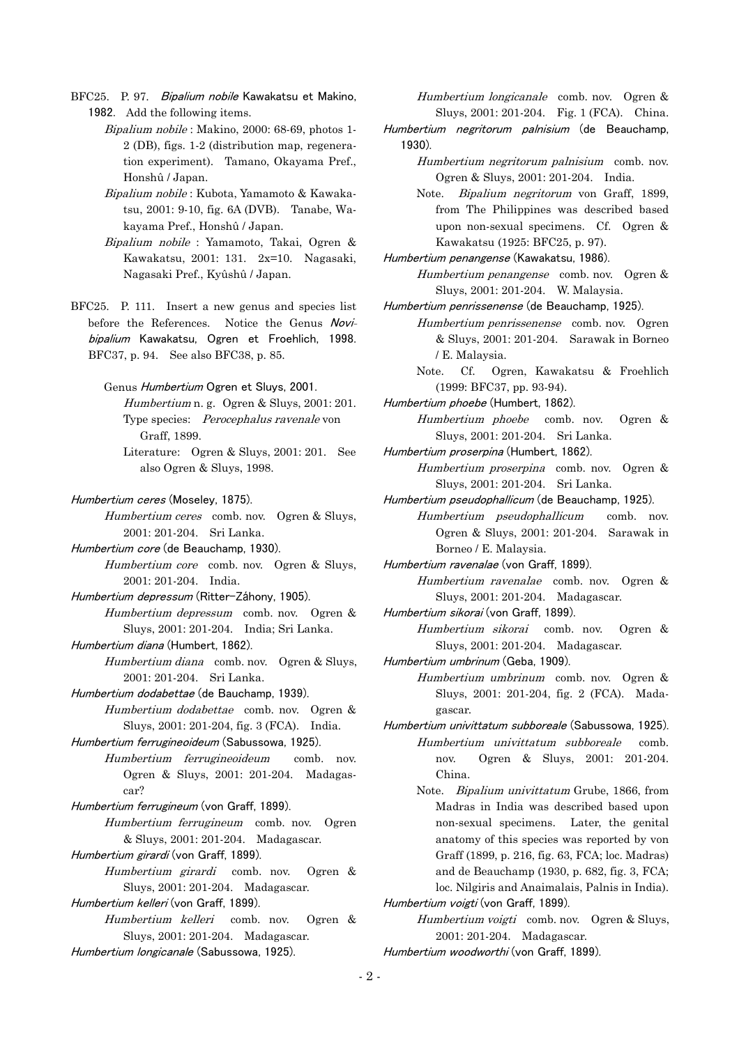BFC25. P. 97. *Bipalium nobile* Kawakatsu et Makino, 1982. Add the following items.

*Bipalium nobile* : Makino, 2000: 68-69, photos 1-2 (DB), figs. 1-2 (distribution map, regeneration experiment). Tamano, Okayama Pref., Honshû / Japan.

*Bipalium nobile* : Kubota, Yamamoto & Kawakatsu, 2001: 9-10, fig. 6A (DVB). Tanabe, Wakayama Pref., Honshû / Japan.

*Bipalium nobile* : Yamamoto, Takai, Ogren & Kawakatsu, 2001: 131. 2x=10. Nagasaki, Nagasaki Pref., Kyûshû / Japan.

BFC25. P. 111. Insert a new genus and species list before the References. Notice the Genus *Novibipalium* Kawakatsu, Ogren et Froehlich, 1998. BFC37, p. 94. See also BFC38, p. 85.

Genus *Humbertium* Ogren et Sluys, 2001.

*Humbertium* n. g. Ogren & Sluys, 2001: 201.

Type species: *Perocephalus ravenale* von Graff, 1899.

Literature: Ogren & Sluys, 2001: 201. See also Ogren & Sluys, 1998.

*Humbertium ceres* (Moseley, 1875).

*Humbertium ceres* comb. nov. Ogren & Sluys, 2001: 201-204. Sri Lanka.

*Humbertium core* (de Beauchamp, 1930).

*Humbertium core* comb. nov. Ogren & Sluys, 2001: 201-204. India.

*Humbertium depressum* (Ritter–Záhony, 1905).

*Humbertium depressum* comb. nov. Ogren & Sluys, 2001: 201-204. India; Sri Lanka.

*Humbertium diana* (Humbert, 1862).

*Humbertium diana* comb. nov. Ogren & Sluys, 2001: 201-204. Sri Lanka.

*Humbertium dodabettae* (de Bauchamp, 1939).

*Humbertium dodabettae* comb. nov. Ogren & Sluys, 2001: 201-204, fig. 3 (FCA). India.

*Humbertium ferrugineoideum* (Sabussowa, 1925).

*Humbertium ferrugineoideum* comb. nov. Ogren & Sluys, 2001: 201-204. Madagascar?

*Humbertium ferrugineum* (von Graff, 1899).

*Humbertium ferrugineum* comb. nov. Ogren & Sluys, 2001: 201-204. Madagascar.

*Humbertium girardi* (von Graff, 1899).

*Humbertium girardi* comb. nov. Ogren & Sluys, 2001: 201-204. Madagascar.

*Humbertium kelleri* (von Graff, 1899).

*Humbertium kelleri* comb. nov. Ogren & Sluys, 2001: 201-204. Madagascar.

*Humbertium longicanale* (Sabussowa, 1925).

*Humbertium longicanale* comb. nov. Ogren & Sluys, 2001: 201-204. Fig. 1 (FCA). China.

*Humbertium negritorum palnisium* (de Beauchamp, 1930).

*Humbertium negritorum palnisium* comb. nov. Ogren & Sluys, 2001: 201-204. India.

Note. *Bipalium negritorum* von Graff, 1899, from The Philippines was described based upon non-sexual specimens. Cf. Ogren & Kawakatsu (1925: BFC25, p. 97).

*Humbertium penangense* (Kawakatsu, 1986).

*Humbertium penangense* comb. nov. Ogren & Sluys, 2001: 201-204. W. Malaysia.

*Humbertium penrissenense* (de Beauchamp, 1925).

*Humbertium penrissenense* comb. nov. Ogren & Sluys, 2001: 201-204. Sarawak in Borneo / E. Malaysia.

Note. Cf. Ogren, Kawakatsu & Froehlich (1999: BFC37, pp. 93-94).

*Humbertium phoebe* (Humbert, 1862).

*Humbertium phoebe* comb. nov. Ogren & Sluys, 2001: 201-204. Sri Lanka.

*Humbertium proserpina* (Humbert, 1862).

*Humbertium proserpina* comb. nov. Ogren & Sluys, 2001: 201-204. Sri Lanka.

*Humbertium pseudophallicum* (de Beauchamp, 1925).

*Humbertium pseudophallicum* comb. nov. Ogren & Sluys, 2001: 201-204. Sarawak in Borneo / E. Malaysia.

*Humbertium ravenalae* (von Graff, 1899).

*Humbertium ravenalae* comb. nov. Ogren & Sluys, 2001: 201-204. Madagascar.

*Humbertium sikorai* (von Graff, 1899).

*Humbertium sikorai* comb. nov. Ogren & Sluys, 2001: 201-204. Madagascar.

*Humbertium umbrinum* (Geba, 1909).

*Humbertium umbrinum* comb. nov. Ogren & Sluys, 2001: 201-204, fig. 2 (FCA). Madagascar.

*Humbertium univittatum subboreale* (Sabussowa, 1925).

*Humbertium univittatum subboreale* comb. nov. Ogren & Sluys, 2001: 201-204. China.

Note. *Bipalium univittatum* Grube, 1866, from Madras in India was described based upon non-sexual specimens. Later, the genital anatomy of this species was reported by von Graff (1899, p. 216, fig. 63, FCA; loc. Madras) and de Beauchamp (1930, p. 682, fig. 3, FCA; loc. Nilgiris and Anaimalais, Palnis in India).

*Humbertium voigti* (von Graff, 1899).

*Humbertium voigti* comb. nov. Ogren & Sluys, 2001: 201-204. Madagascar.

*Humbertium woodworthi* (von Graff, 1899).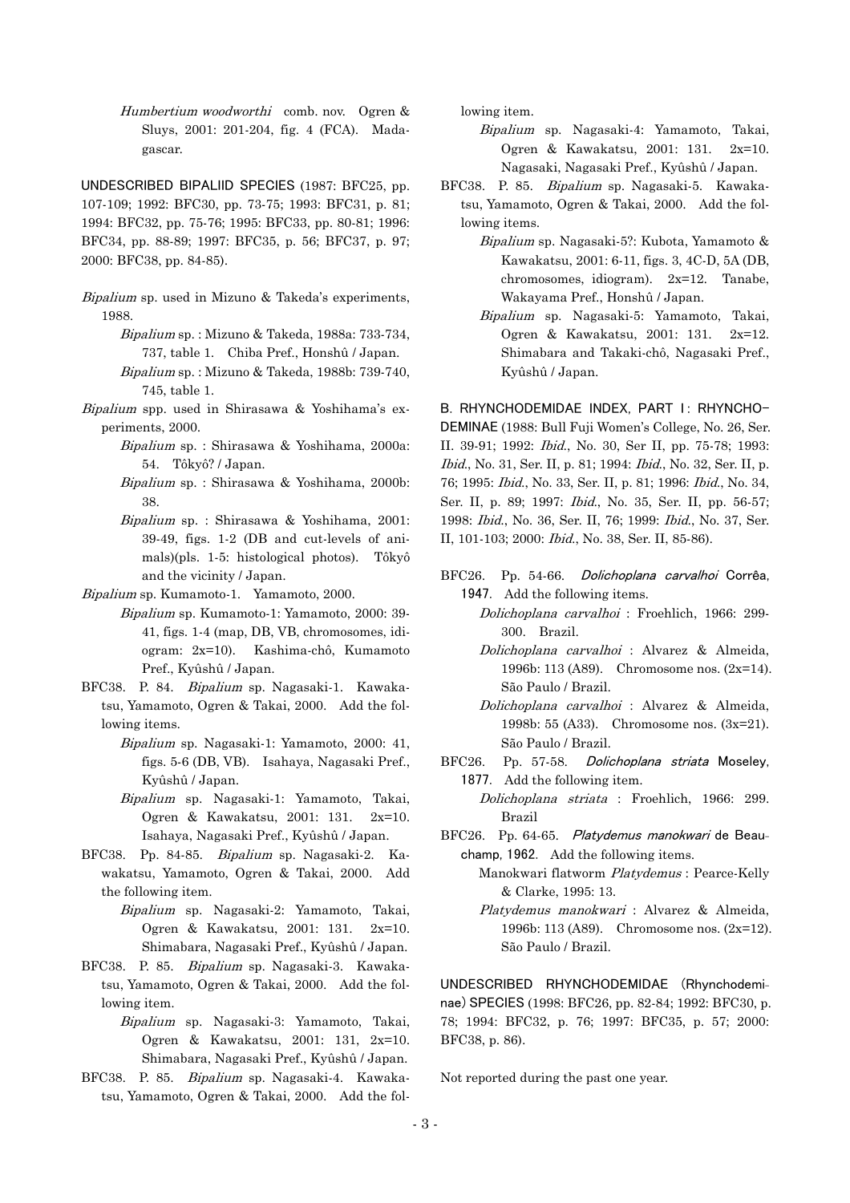*Humbertium woodworthi* comb. nov. Ogren & Sluys, 2001: 201-204, fig. 4 (FCA). Madagascar.

UNDESCRIBED BIPALIID SPECIES (1987: BFC25, pp. 107-109; 1992: BFC30, pp. 73-75; 1993: BFC31, p. 81; 1994: BFC32, pp. 75-76; 1995: BFC33, pp. 80-81; 1996: BFC34, pp. 88-89; 1997: BFC35, p. 56; BFC37, p. 97; 2000: BFC38, pp. 84-85).

*Bipalium* sp. used in Mizuno & Takeda's experiments, 1988.

*Bipalium* sp. : Mizuno & Takeda, 1988a: 733-734, 737, table 1. Chiba Pref., Honshû / Japan.

*Bipalium* sp. : Mizuno & Takeda, 1988b: 739-740, 745, table 1.

*Bipalium* spp. used in Shirasawa & Yoshihama's experiments, 2000.

*Bipalium* sp. : Shirasawa & Yoshihama, 2000a: 54. Tôkyô? / Japan.

*Bipalium* sp. : Shirasawa & Yoshihama, 2000b: 38.

*Bipalium* sp. : Shirasawa & Yoshihama, 2001: 39-49, figs. 1-2 (DB and cut-levels of animals)(pls. 1-5: histological photos). Tôkyô and the vicinity / Japan.

*Bipalium* sp. Kumamoto-1. Yamamoto, 2000.

*Bipalium* sp. Kumamoto-1: Yamamoto, 2000: 39-41, figs. 1-4 (map, DB, VB, chromosomes, idiogram: 2x=10). Kashima-chô, Kumamoto Pref., Kyûshû / Japan.

BFC38. P. 84. *Bipalium* sp. Nagasaki-1. Kawakatsu, Yamamoto, Ogren & Takai, 2000. Add the following items.

*Bipalium* sp. Nagasaki-1: Yamamoto, 2000: 41, figs. 5-6 (DB, VB). Isahaya, Nagasaki Pref., Kyûshû / Japan.

*Bipalium* sp. Nagasaki-1: Yamamoto, Takai, Ogren & Kawakatsu, 2001: 131. 2x=10. Isahaya, Nagasaki Pref., Kyûshû / Japan.

BFC38. Pp. 84-85. *Bipalium* sp. Nagasaki-2. Kawakatsu, Yamamoto, Ogren & Takai, 2000. Add the following item.

*Bipalium* sp. Nagasaki-2: Yamamoto, Takai, Ogren & Kawakatsu, 2001: 131. 2x=10. Shimabara, Nagasaki Pref., Kyûshû / Japan.

BFC38. P. 85. *Bipalium* sp. Nagasaki-3. Kawakatsu, Yamamoto, Ogren & Takai, 2000. Add the following item.

*Bipalium* sp. Nagasaki-3: Yamamoto, Takai, Ogren & Kawakatsu, 2001: 131, 2x=10. Shimabara, Nagasaki Pref., Kyûshû / Japan.

BFC38. P. 85. *Bipalium* sp. Nagasaki-4. Kawakatsu, Yamamoto, Ogren & Takai, 2000. Add the following item.

*Bipalium* sp. Nagasaki-4: Yamamoto, Takai, Ogren & Kawakatsu, 2001: 131. 2x=10. Nagasaki, Nagasaki Pref., Kyûshû / Japan.

BFC38. P. 85. *Bipalium* sp. Nagasaki-5. Kawakatsu, Yamamoto, Ogren & Takai, 2000. Add the following items.

*Bipalium* sp. Nagasaki-5?: Kubota, Yamamoto & Kawakatsu, 2001: 6-11, figs. 3, 4C-D, 5A (DB, chromosomes, idiogram). 2x=12. Tanabe, Wakayama Pref., Honshû / Japan.

*Bipalium* sp. Nagasaki-5: Yamamoto, Takai, Ogren & Kawakatsu, 2001: 131. 2x=12. Shimabara and Takaki-chô, Nagasaki Pref., Kyûshû / Japan.

B. RHYNCHODEMIDAE INDEX, PART I: RHYNCHODEMINAE (1988: Bull Fuji Women's College, No. 26, Ser. II. 39-91; 1992: *Ibid.*, No. 30, Ser II, pp. 75-78; 1993: *Ibid.*, No. 31, Ser. II, p. 81; 1994: *Ibid.*, No. 32, Ser. II, p. 76; 1995: *Ibid.*, No. 33, Ser. II, p. 81; 1996: *Ibid.*, No. 34, Ser. II, p. 89; 1997: *Ibid.*, No. 35, Ser. II, pp. 56-57; 1998: *Ibid.*, No. 36, Ser. II, 76; 1999: *Ibid.*, No. 37, Ser. II, 101-103; 2000: *Ibid.*, No. 38, Ser. II, 85-86).

BFC26. Pp. 54-66. *Dolichoplana carvalhoi* Corrêa, 1947. Add the following items.

*Dolichoplana carvalhoi* : Froehlich, 1966: 299-300. Brazil.

*Dolichoplana carvalhoi* : Alvarez & Almeida, 1996b: 113 (A89). Chromosome nos. (2x=14). São Paulo / Brazil.

*Dolichoplana carvalhoi* : Alvarez & Almeida, 1998b: 55 (A33). Chromosome nos. (3x=21). São Paulo / Brazil.

BFC26. Pp. 57-58. *Dolichoplana striata* Moseley, 1877. Add the following item.

*Dolichoplana striata* : Froehlich, 1966: 299. Brazil

BFC26. Pp. 64-65. *Platydemus manokwari* de Beauchamp, 1962. Add the following items.

Manokwari flatworm *Platydemus* : Pearce-Kelly & Clarke, 1995: 13.

*Platydemus manokwari* : Alvarez & Almeida, 1996b: 113 (A89). Chromosome nos. (2x=12). São Paulo / Brazil.

UNDESCRIBED RHYNCHODEMIDAE (Rhynchodeminae) SPECIES (1998: BFC26, pp. 82-84; 1992: BFC30, p. 78; 1994: BFC32, p. 76; 1997: BFC35, p. 57; 2000: BFC38, p. 86).

Not reported during the past one year.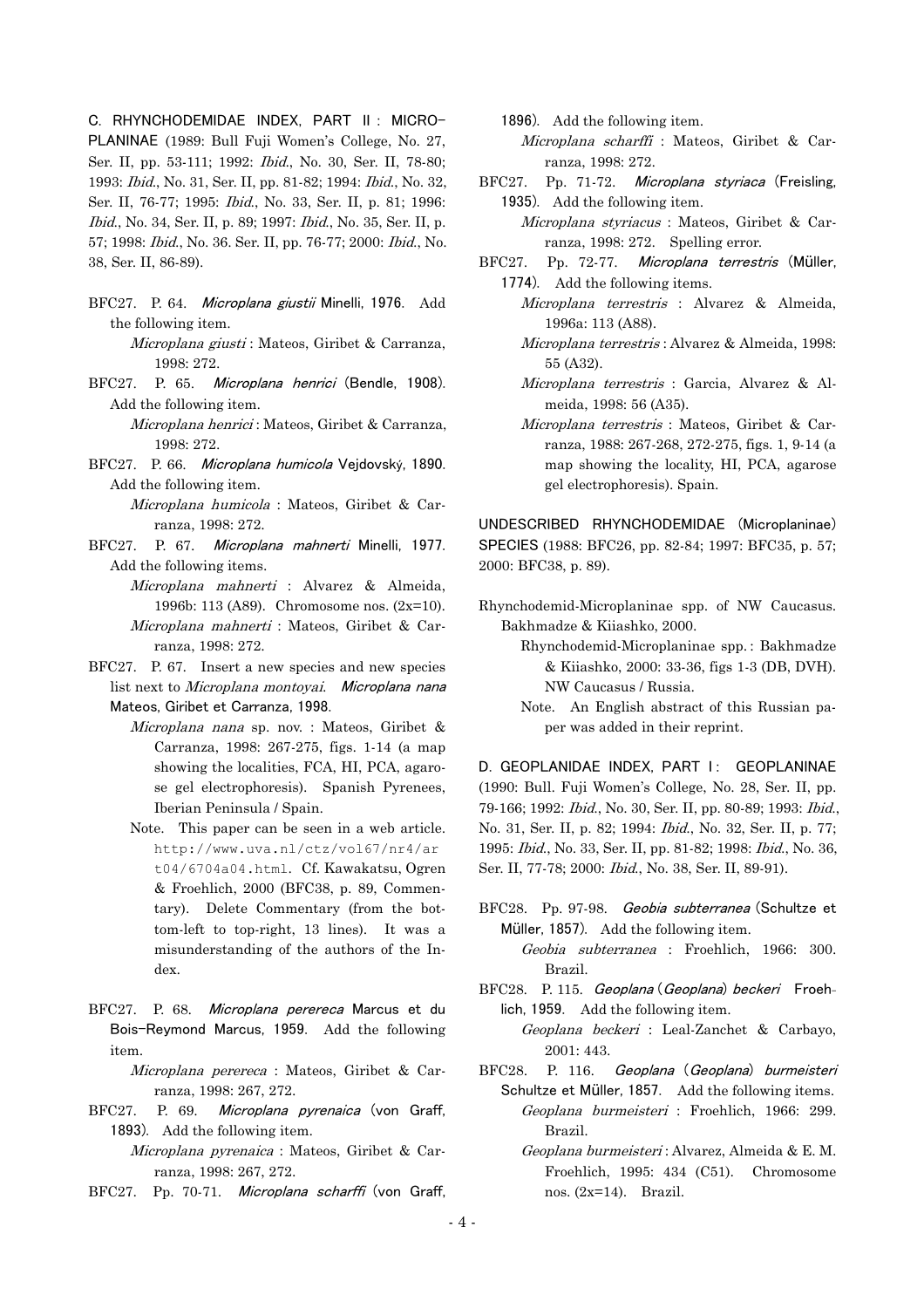C. RHYNCHODEMIDAE INDEX, PART II : MICROPLANINAE (1989: Bull Fuji Women's College, No. 27, Ser. II, pp. 53-111; 1992: *Ibid.*, No. 30, Ser. II, 78-80; 1993: *Ibid.*, No. 31, Ser. II, pp. 81-82; 1994: *Ibid.*, No. 32, Ser. II, 76-77; 1995: *Ibid.*, No. 33, Ser. II, p. 81; 1996: *Ibid.*, No. 34, Ser. II, p. 89; 1997: *Ibid.*, No. 35, Ser. II, p. 57; 1998: *Ibid.*, No. 36. Ser. II, pp. 76-77; 2000: *Ibid.*, No. 38, Ser. II, 86-89).

BFC27. P. 64. *Microplana giustii* Minelli, 1976. Add the following item.

*Microplana giusti* : Mateos, Giribet & Carranza, 1998: 272.

BFC27. P. 65. *Microplana henrici* (Bendle, 1908). Add the following item.

*Microplana henrici* : Mateos, Giribet & Carranza, 1998: 272.

BFC27. P. 66. *Microplana humicola* Vejdovský, 1890. Add the following item.

*Microplana humicola* : Mateos, Giribet & Carranza, 1998: 272.

BFC27. P. 67. *Microplana mahnerti* Minelli, 1977. Add the following items.

*Microplana mahnerti* : Alvarez & Almeida, 1996b: 113 (A89). Chromosome nos. (2x=10).

*Microplana mahnerti* : Mateos, Giribet & Carranza, 1998: 272.

BFC27. P. 67. Insert a new species and new species list next to *Microplana montoyai*. *Microplana nana* Mateos, Giribet et Carranza, 1998.

*Microplana nana* sp. nov. : Mateos, Giribet & Carranza, 1998: 267-275, figs. 1-14 (a map showing the localities, FCA, HI, PCA, agarose gel electrophoresis). Spanish Pyrenees, Iberian Peninsula / Spain.

Note. This paper can be seen in a web article. http://www.uva.nl/ctz/vol67/nr4/art04/6704a04.html. Cf. Kawakatsu, Ogren & Froehlich, 2000 (BFC38, p. 89, Commentary). Delete Commentary (from the bottom-left to top-right, 13 lines). It was a misunderstanding of the authors of the Index.

BFC27. P. 68. *Microplana perereca* Marcus et du Bois-Reymond Marcus, 1959. Add the following item.

*Microplana perereca* : Mateos, Giribet & Carranza, 1998: 267, 272.

BFC27. P. 69. *Microplana pyrenaica* (von Graff, 1893). Add the following item.

*Microplana pyrenaica* : Mateos, Giribet & Carranza, 1998: 267, 272.

BFC27. Pp. 70-71. *Microplana scharffi* (von Graff, 1896). Add the following item.

*Microplana scharffi* : Mateos, Giribet & Carranza, 1998: 272.

BFC27. Pp. 71-72. *Microplana styriaca* (Freisling, 1935). Add the following item.

*Microplana styriacus* : Mateos, Giribet & Carranza, 1998: 272. Spelling error.

BFC27. Pp. 72-77. *Microplana terrestris* (Müller, 1774). Add the following items.

*Microplana terrestris* : Alvarez & Almeida, 1996a: 113 (A88).

*Microplana terrestris* : Alvarez & Almeida, 1998: 55 (A32).

*Microplana terrestris* : Garcia, Alvarez & Almeida, 1998: 56 (A35).

*Microplana terrestris* : Mateos, Giribet & Carranza, 1988: 267-268, 272-275, figs. 1, 9-14 (a map showing the locality, HI, PCA, agarose gel electrophoresis). Spain.

UNDESCRIBED RHYNCHODEMIDAE (Microplaninae) SPECIES (1988: BFC26, pp. 82-84; 1997: BFC35, p. 57; 2000: BFC38, p. 89).

Rhynchodemid-Microplaninae spp. of NW Caucasus. Bakhmadze & Kiiashko, 2000.

Rhynchodemid-Microplaninae spp. : Bakhmadze & Kiiashko, 2000: 33-36, figs 1-3 (DB, DVH). NW Caucasus / Russia.

Note. An English abstract of this Russian paper was added in their reprint.

D. GEOPLANIDAE INDEX, PART I : GEOPLANINAE (1990: Bull. Fuji Women's College, No. 28, Ser. II, pp. 79-166; 1992: *Ibid.*, No. 30, Ser. II, pp. 80-89; 1993: *Ibid.*, No. 31, Ser. II, p. 82; 1994: *Ibid.*, No. 32, Ser. II, p. 77; 1995: *Ibid.*, No. 33, Ser. II, pp. 81-82; 1998: *Ibid.*, No. 36, Ser. II, 77-78; 2000: *Ibid.*, No. 38, Ser. II, 89-91).

BFC28. Pp. 97-98. *Geobia subterranea* (Schultze et Müller, 1857). Add the following item.

*Geobia subterranea* : Froehlich, 1966: 300. Brazil.

BFC28. P. 115. *Geoplana* (*Geoplana*) *beckeri* Froehlich, 1959. Add the following item.

*Geoplana beckeri* : Leal-Zanchet & Carbayo, 2001: 443.

BFC28. P. 116. *Geoplana* (*Geoplana*) *burmeisteri* Schultze et Müller, 1857. Add the following items.

*Geoplana burmeisteri* : Froehlich, 1966: 299. Brazil.

*Geoplana burmeisteri* : Alvarez, Almeida & E. M. Froehlich, 1995: 434 (C51). Chromosome nos. (2x=14). Brazil.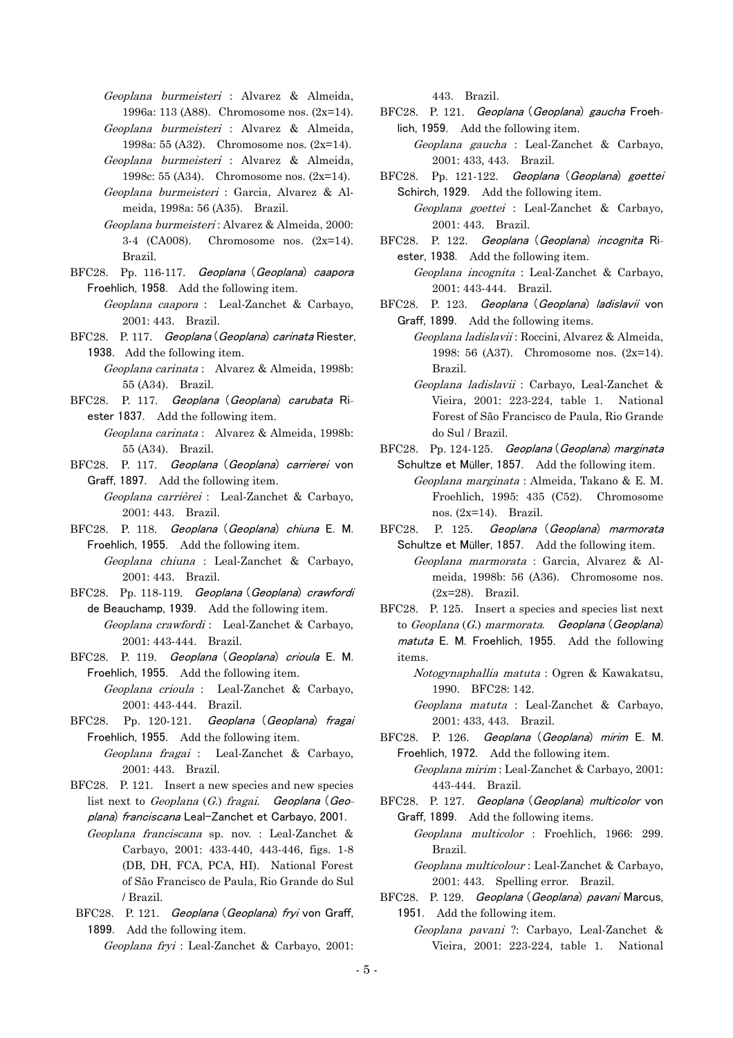*Geoplana burmeisteri* : Alvarez & Almeida, 1996a: 113 (A88). Chromosome nos. (2x=14).

*Geoplana burmeisteri* : Alvarez & Almeida, 1998a: 55 (A32). Chromosome nos. (2x=14).

*Geoplana burmeisteri* : Alvarez & Almeida, 1998c: 55 (A34). Chromosome nos. (2x=14).

*Geoplana burmeisteri* : Garcia, Alvarez & Almeida, 1998a: 56 (A35). Brazil.

*Geoplana burmeisteri* : Alvarez & Almeida, 2000: 3-4 (CA008). Chromosome nos. (2x=14). Brazil.

BFC28. Pp. 116-117. *Geoplana* (*Geoplana*) *caapora* Froehlich, 1958. Add the following item.

*Geoplana caapora* : Leal-Zanchet & Carbayo, 2001: 443. Brazil.

BFC28. P. 117. *Geoplana* (*Geoplana*) *carinata* Riester, 1938. Add the following item.

*Geoplana carinata* : Alvarez & Almeida, 1998b: 55 (A34). Brazil.

BFC28. P. 117. *Geoplana* (*Geoplana*) *carubata* Riester 1837. Add the following item.

*Geoplana carinata* : Alvarez & Almeida, 1998b: 55 (A34). Brazil.

BFC28. P. 117. *Geoplana* (*Geoplana*) *carrierei* von Graff, 1897. Add the following item.

*Geoplana carrièrei* : Leal-Zanchet & Carbayo, 2001: 443. Brazil.

BFC28. P. 118. *Geoplana* (*Geoplana*) *chiuna* E. M. Froehlich, 1955. Add the following item.

*Geoplana chiuna* : Leal-Zanchet & Carbayo, 2001: 443. Brazil.

BFC28. Pp. 118-119. *Geoplana* (*Geoplana*) *crawfordi* de Beauchamp, 1939. Add the following item.

*Geoplana crawfordi* : Leal-Zanchet & Carbayo, 2001: 443-444. Brazil.

BFC28. P. 119. *Geoplana* (*Geoplana*) *crioula* E. M. Froehlich, 1955. Add the following item.

*Geoplana crioula* : Leal-Zanchet & Carbayo, 2001: 443-444. Brazil.

BFC28. Pp. 120-121. *Geoplana* (*Geoplana*) *fragai* Froehlich, 1955. Add the following item.

*Geoplana fragai* : Leal-Zanchet & Carbayo, 2001: 443. Brazil.

BFC28. P. 121. Insert a new species and new species list next to *Geoplana* (*G.*) *fragai*. *Geoplana* (*Geoplana*) *franciscana* Leal-Zanchet et Carbayo, 2001.

*Geoplana franciscana* sp. nov. : Leal-Zanchet & Carbayo, 2001: 433-440, 443-446, figs. 1-8 (DB, DH, FCA, PCA, HI). National Forest of São Francisco de Paula, Rio Grande do Sul / Brazil.

BFC28. P. 121. *Geoplana* (*Geoplana*) *fryi* von Graff, 1899. Add the following item.

*Geoplana fryi* : Leal-Zanchet & Carbayo, 2001: 443. Brazil.

BFC28. P. 121. *Geoplana* (*Geoplana*) *gaucha* Froehlich, 1959. Add the following item.

*Geoplana gaucha* : Leal-Zanchet & Carbayo, 2001: 433, 443. Brazil.

BFC28. Pp. 121-122. *Geoplana* (*Geoplana*) *goettei* Schirch, 1929. Add the following item.

*Geoplana goettei* : Leal-Zanchet & Carbayo, 2001: 443. Brazil.

BFC28. P. 122. *Geoplana* (*Geoplana*) *incognita* Riester, 1938. Add the following item.

*Geoplana incognita* : Leal-Zanchet & Carbayo, 2001: 443-444. Brazil.

BFC28. P. 123. *Geoplana* (*Geoplana*) *ladislavii* von Graff, 1899. Add the following items.

*Geoplana ladislavii* : Roccini, Alvarez & Almeida, 1998: 56 (A37). Chromosome nos. (2x=14). Brazil.

*Geoplana ladislavii* : Carbayo, Leal-Zanchet & Vieira, 2001: 223-224, table 1. National Forest of São Francisco de Paula, Rio Grande do Sul / Brazil.

BFC28. Pp. 124-125. *Geoplana* (*Geoplana*) *marginata* Schultze et Müller, 1857. Add the following item.

*Geoplana marginata* : Almeida, Takano & E. M. Froehlich, 1995: 435 (C52). Chromosome nos. (2x=14). Brazil.

BFC28. P. 125. *Geoplana* (*Geoplana*) *marmorata* Schultze et Müller, 1857. Add the following item.

*Geoplana marmorata* : Garcia, Alvarez & Almeida, 1998b: 56 (A36). Chromosome nos. (2x=28). Brazil.

BFC28. P. 125. Insert a species and species list next to *Geoplana* (*G.*) *marmorata*. *Geoplana* (*Geoplana*) *matuta* E. M. Froehlich, 1955. Add the following items.

*Notogynaphallia matuta* : Ogren & Kawakatsu, 1990. BFC28: 142.

*Geoplana matuta* : Leal-Zanchet & Carbayo, 2001: 433, 443. Brazil.

BFC28. P. 126. *Geoplana* (*Geoplana*) *mirim* E. M. Froehlich, 1972. Add the following item.

*Geoplana mirim* : Leal-Zanchet & Carbayo, 2001: 443-444. Brazil.

BFC28. P. 127. *Geoplana* (*Geoplana*) *multicolor* von Graff, 1899. Add the following items.

*Geoplana multicolor* : Froehlich, 1966: 299. Brazil.

*Geoplana multicolour* : Leal-Zanchet & Carbayo, 2001: 443. Spelling error. Brazil.

BFC28. P. 129. *Geoplana* (*Geoplana*) *pavani* Marcus, 1951. Add the following item.

*Geoplana pavani* ?: Carbayo, Leal-Zanchet & Vieira, 2001: 223-224, table 1. National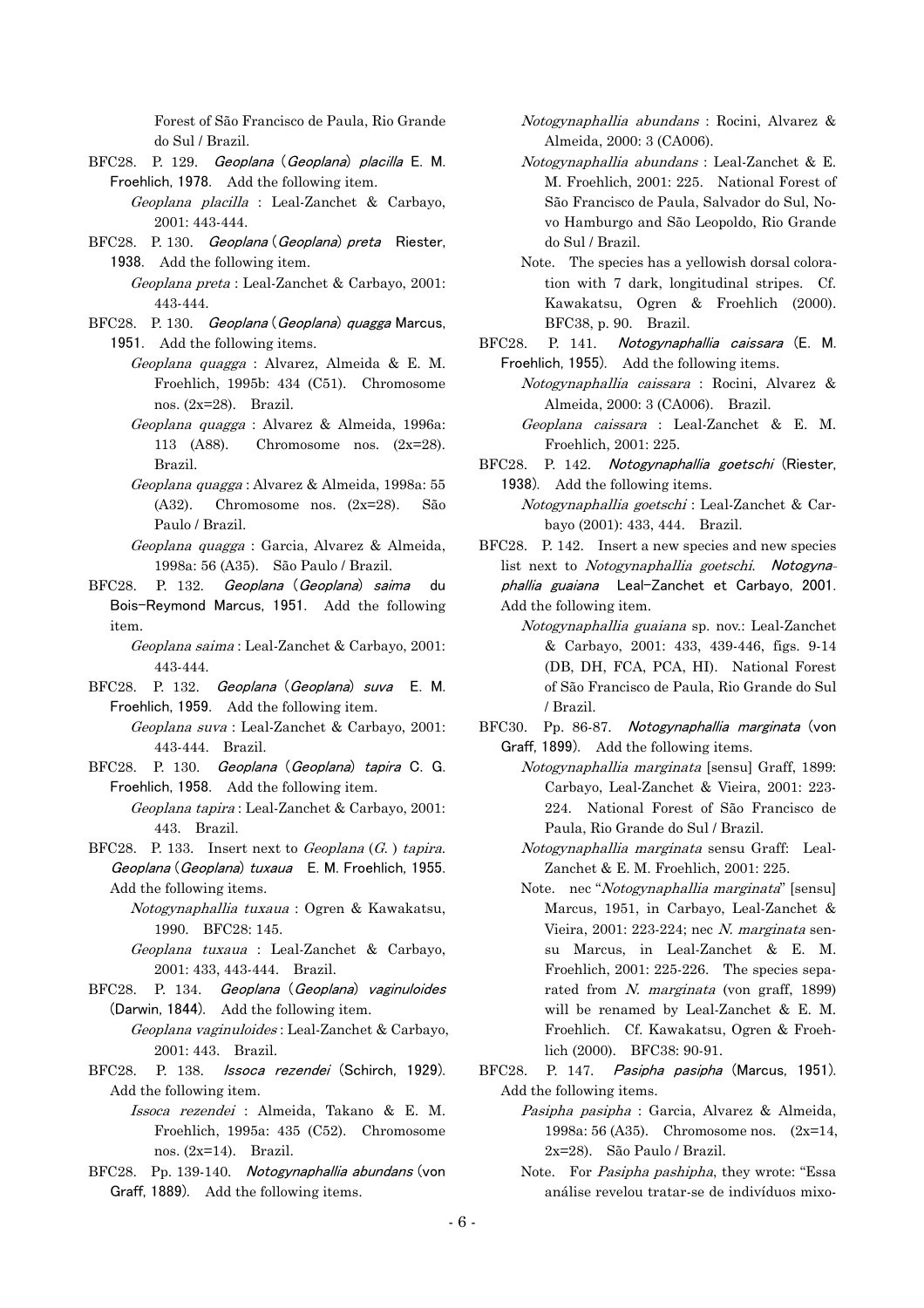Forest of São Francisco de Paula, Rio Grande do Sul / Brazil.

BFC28. P. 129. *Geoplana* (*Geoplana*) *placilla* E. M. Froehlich, 1978. Add the following item.

*Geoplana placilla* : Leal-Zanchet & Carbayo, 2001: 443-444.

BFC28. P. 130. *Geoplana* (*Geoplana*) *preta* Riester, 1938. Add the following item.

*Geoplana preta* : Leal-Zanchet & Carbayo, 2001: 443-444.

BFC28. P. 130. *Geoplana* (*Geoplana*) *quagga* Marcus, 1951. Add the following items.

*Geoplana quagga* : Alvarez, Almeida & E. M. Froehlich, 1995b: 434 (C51). Chromosome nos. (2x=28). Brazil.

*Geoplana quagga* : Alvarez & Almeida, 1996a: 113 (A88). Chromosome nos. (2x=28). Brazil.

*Geoplana quagga* : Alvarez & Almeida, 1998a: 55 (A32). Chromosome nos. (2x=28). São Paulo / Brazil.

*Geoplana quagga* : Garcia, Alvarez & Almeida, 1998a: 56 (A35). São Paulo / Brazil.

BFC28. P. 132. *Geoplana* (*Geoplana*) *saima* du Bois-Reymond Marcus, 1951. Add the following item.

*Geoplana saima* : Leal-Zanchet & Carbayo, 2001: 443-444.

BFC28. P. 132. *Geoplana* (*Geoplana*) *suva* E. M. Froehlich, 1959. Add the following item.

*Geoplana suva* : Leal-Zanchet & Carbayo, 2001: 443-444. Brazil.

BFC28. P. 130. *Geoplana* (*Geoplana*) *tapira* C. G. Froehlich, 1958. Add the following item.

*Geoplana tapira* : Leal-Zanchet & Carbayo, 2001: 443. Brazil.

BFC28. P. 133. Insert next to *Geoplana* (*G.* ) *tapira*. *Geoplana* (*Geoplana*) *tuxaua* E. M. Froehlich, 1955. Add the following items.

*Notogynaphallia tuxaua* : Ogren & Kawakatsu, 1990. BFC28: 145.

*Geoplana tuxaua* : Leal-Zanchet & Carbayo, 2001: 433, 443-444. Brazil.

BFC28. P. 134. *Geoplana* (*Geoplana*) *vaginuloides* (Darwin, 1844). Add the following item.

*Geoplana vaginuloides* : Leal-Zanchet & Carbayo, 2001: 443. Brazil.

BFC28. P. 138. *Issoca rezendei* (Schirch, 1929). Add the following item.

*Issoca rezendei* : Almeida, Takano & E. M. Froehlich, 1995a: 435 (C52). Chromosome nos. (2x=14). Brazil.

BFC28. Pp. 139-140. *Notogynaphallia abundans* (von Graff, 1889). Add the following items.

*Notogynaphallia abundans* : Rocini, Alvarez & Almeida, 2000: 3 (CA006).

*Notogynaphallia abundans* : Leal-Zanchet & E. M. Froehlich, 2001: 225. National Forest of São Francisco de Paula, Salvador do Sul, Novo Hamburgo and São Leopoldo, Rio Grande do Sul / Brazil.

Note. The species has a yellowish dorsal coloration with 7 dark, longitudinal stripes. Cf. Kawakatsu, Ogren & Froehlich (2000). BFC38, p. 90. Brazil.

BFC28. P. 141. *Notogynaphallia caissara* (E. M. Froehlich, 1955). Add the following items.

*Notogynaphallia caissara* : Rocini, Alvarez & Almeida, 2000: 3 (CA006). Brazil.

*Geoplana caissara* : Leal-Zanchet & E. M. Froehlich, 2001: 225.

BFC28. P. 142. *Notogynaphallia goetschi* (Riester, 1938). Add the following items.

*Notogynaphallia goetschi* : Leal-Zanchet & Carbayo (2001): 433, 444. Brazil.

BFC28. P. 142. Insert a new species and new species list next to *Notogynaphallia goetschi*. *Notogynaphallia guaiana* Leal-Zanchet et Carbayo, 2001. Add the following item.

*Notogynaphallia guaiana* sp. nov.: Leal-Zanchet & Carbayo, 2001: 433, 439-446, figs. 9-14 (DB, DH, FCA, PCA, HI). National Forest of São Francisco de Paula, Rio Grande do Sul / Brazil.

BFC30. Pp. 86-87. *Notogynaphallia marginata* (von Graff, 1899). Add the following items.

*Notogynaphallia marginata* [sensu] Graff, 1899: Carbayo, Leal-Zanchet & Vieira, 2001: 223-224. National Forest of São Francisco de Paula, Rio Grande do Sul / Brazil.

*Notogynaphallia marginata* sensu Graff: Leal-Zanchet & E. M. Froehlich, 2001: 225.

Note. nec "*Notogynaphallia marginata*" [sensu] Marcus, 1951, in Carbayo, Leal-Zanchet & Vieira, 2001: 223-224; nec *N. marginata* sensu Marcus, in Leal-Zanchet & E. M. Froehlich, 2001: 225-226. The species separated from *N. marginata* (von graff, 1899) will be renamed by Leal-Zanchet & E. M. Froehlich. Cf. Kawakatsu, Ogren & Froehlich (2000). BFC38: 90-91.

BFC28. P. 147. *Pasipha pasipha* (Marcus, 1951). Add the following items.

*Pasipha pasipha* : Garcia, Alvarez & Almeida, 1998a: 56 (A35). Chromosome nos. (2x=14, 2x=28). São Paulo / Brazil.

Note. For *Pasipha pashipha*, they wrote: "Essa análise revelou tratar-se de indivíduos mixo-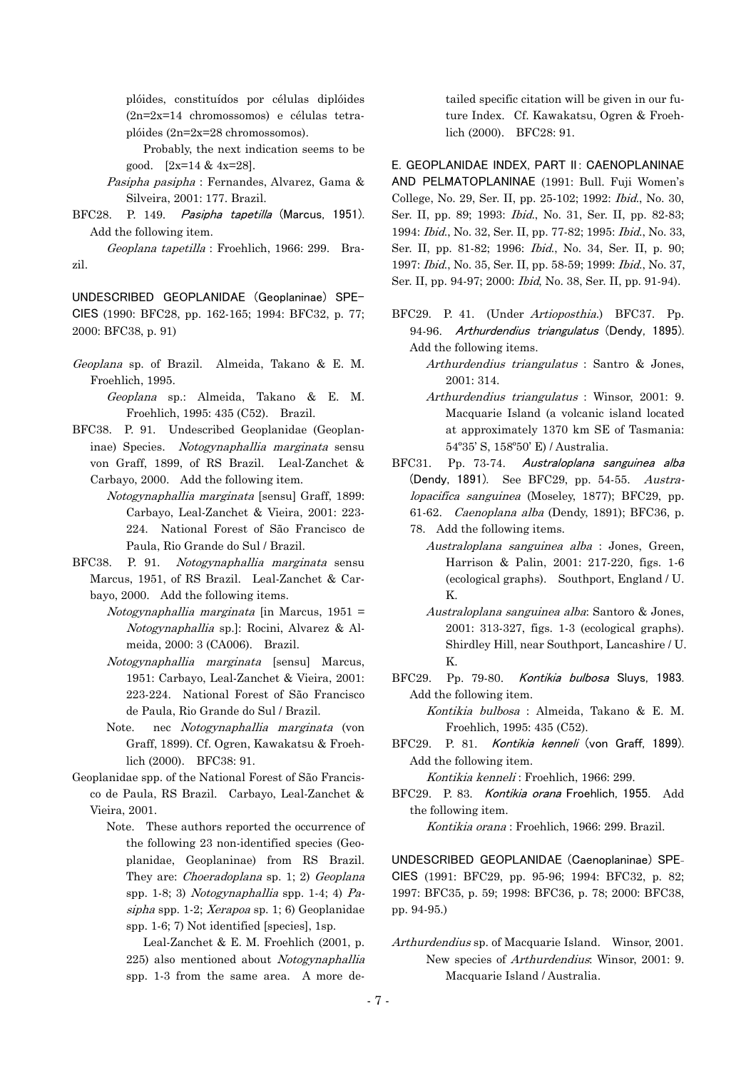plóides, constituídos por células diplóides (2n=2x=14 chromossomos) e células tetraplóides (2n=2x=28 chromossomos).

Probably, the next indication seems to be good. [2x=14 & 4x=28].

*Pasipha pasipha* : Fernandes, Alvarez, Gama & Silveira, 2001: 177. Brazil.

BFC28. P. 149. *Pasipha tapetilla* (Marcus, 1951). Add the following item.

*Geoplana tapetilla* : Froehlich, 1966: 299. Brazil.

UNDESCRIBED GEOPLANIDAE (Geoplaninae) SPECIES (1990: BFC28, pp. 162-165; 1994: BFC32, p. 77; 2000: BFC38, p. 91)

*Geoplana* sp. of Brazil. Almeida, Takano & E. M. Froehlich, 1995.

*Geoplana* sp.: Almeida, Takano & E. M. Froehlich, 1995: 435 (C52). Brazil.

BFC38. P. 91. Undescribed Geoplanidae (Geoplaninae) Species. *Notogynaphallia marginata* sensu von Graff, 1899, of RS Brazil. Leal-Zanchet & Carbayo, 2000. Add the following item.

*Notogynaphallia marginata* [sensu] Graff, 1899: Carbayo, Leal-Zanchet & Vieira, 2001: 223-224. National Forest of São Francisco de Paula, Rio Grande do Sul / Brazil.

BFC38. P. 91. *Notogynaphallia marginata* sensu Marcus, 1951, of RS Brazil. Leal-Zanchet & Carbayo, 2000. Add the following items.

*Notogynaphallia marginata* [in Marcus, 1951 = *Notogynaphallia* sp.]: Rocini, Alvarez & Almeida, 2000: 3 (CA006). Brazil.

*Notogynaphallia marginata* [sensu] Marcus, 1951: Carbayo, Leal-Zanchet & Vieira, 2001: 223-224. National Forest of São Francisco de Paula, Rio Grande do Sul / Brazil.

Note. nec *Notogynaphallia marginata* (von Graff, 1899). Cf. Ogren, Kawakatsu & Froehlich (2000). BFC38: 91.

Geoplanidae spp. of the National Forest of São Francisco de Paula, RS Brazil. Carbayo, Leal-Zanchet & Vieira, 2001.

Note. These authors reported the occurrence of the following 23 non-identified species (Geoplanidae, Geoplaninae) from RS Brazil. They are: *Choeradoplana* sp. 1; 2) *Geoplana* spp. 1-8; 3) *Notogynaphallia* spp. 1-4; 4) *Pasipha* spp. 1-2; *Xerapoa* sp. 1; 6) Geoplanidae spp. 1-6; 7) Not identified [species], 1sp.

Leal-Zanchet & E. M. Froehlich (2001, p. 225) also mentioned about *Notogynaphallia* spp. 1-3 from the same area. A more detailed specific citation will be given in our future Index. Cf. Kawakatsu, Ogren & Froehlich (2000). BFC28: 91.

E. GEOPLANIDAE INDEX, PART II: CAENOPLANINAE AND PELMATOPLANINAE (1991: Bull. Fuji Women's College, No. 29, Ser. II, pp. 25-102; 1992: *Ibid.*, No. 30, Ser. II, pp. 89; 1993: *Ibid.*, No. 31, Ser. II, pp. 82-83; 1994: *Ibid.*, No. 32, Ser. II, pp. 77-82; 1995: *Ibid.*, No. 33, Ser. II, pp. 81-82; 1996: *Ibid.*, No. 34, Ser. II, p. 90; 1997: *Ibid.*, No. 35, Ser. II, pp. 58-59; 1999: *Ibid.*, No. 37, Ser. II, pp. 94-97; 2000: *Ibid*, No. 38, Ser. II, pp. 91-94).

BFC29. P. 41. (Under *Artioposthia*.) BFC37. Pp. 94-96. *Arthurdendius triangulatus* (Dendy, 1895). Add the following items.

*Arthurdendius triangulatus* : Santro & Jones, 2001: 314.

*Arthurdendius triangulatus* : Winsor, 2001: 9. Macquarie Island (a volcanic island located at approximately 1370 km SE of Tasmania: 54º35' S, 158º50' E) / Australia.

BFC31. Pp. 73-74. *Australoplana sanguinea alba* (Dendy, 1891). See BFC29, pp. 54-55. *Australopacifica sanguinea* (Moseley, 1877); BFC29, pp. 61-62. *Caenoplana alba* (Dendy, 1891); BFC36, p. 78. Add the following items.

*Australoplana sanguinea alba* : Jones, Green, Harrison & Palin, 2001: 217-220, figs. 1-6 (ecological graphs). Southport, England / U. K.

*Australoplana sanguinea alba*: Santoro & Jones, 2001: 313-327, figs. 1-3 (ecological graphs). Shirdley Hill, near Southport, Lancashire / U. K.

BFC29. Pp. 79-80. *Kontikia bulbosa* Sluys, 1983. Add the following item.

*Kontikia bulbosa* : Almeida, Takano & E. M. Froehlich, 1995: 435 (C52).

BFC29. P. 81. *Kontikia kenneli* (von Graff, 1899). Add the following item.

*Kontikia kenneli* : Froehlich, 1966: 299.

BFC29. P. 83. *Kontikia orana* Froehlich, 1955. Add the following item.

*Kontikia orana* : Froehlich, 1966: 299. Brazil.

UNDESCRIBED GEOPLANIDAE (Caenoplaninae) SPECIES (1991: BFC29, pp. 95-96; 1994: BFC32, p. 82; 1997: BFC35, p. 59; 1998: BFC36, p. 78; 2000: BFC38, pp. 94-95.)

*Arthurdendius* sp. of Macquarie Island. Winsor, 2001.

New species of *Arthurdendius*: Winsor, 2001: 9. Macquarie Island / Australia.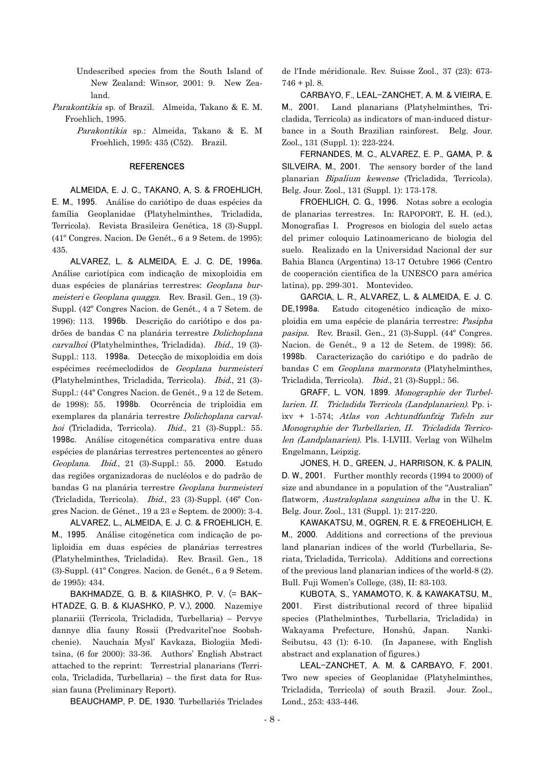Undescribed species from the South Island of New Zealand: Winsor, 2001: 9. New Zealand.

*Parakontikia* sp. of Brazil. Almeida, Takano & E. M. Froehlich, 1995.

*Parakontikia* sp.: Almeida, Takano & E. M Froehlich, 1995: 435 (C52). Brazil.

## REFERENCES

**ALMEIDA, E. J. C., TAKANO, A, S. & FROEHLICH, E. M., 1995**. Análise do cariótipo de duas espécies da família Geoplanidae (Platyhelminthes, Tricladida, Terricola). Revista Brasileira Genética, 18 (3)-Suppl. (41º Congres. Nacion. De Genét., 6 a 9 Setem. de 1995): 435.

**ALVAREZ, L. & ALMEIDA, E. J. C. DE, 1996a**. Análise cariotípica com indicação de mixoploidia em duas espécies de planárias terrestres: *Geoplana burmeisteri* e *Geoplana quagga*. Rev. Brasil. Gen., 19 (3)-Suppl. (42º Congres Nacion. de Genét., 4 a 7 Setem. de 1996): 113. **1996b**. Descrição do cariótipo e dos padrões de bandas C na planária terrestre *Dolichoplana carvalhoi* (Platyhelminthes, Tricladida). *Ibid.*, 19 (3)-Suppl.: 113. **1998a**. Detecção de mixoploidia em dois espécimes recémeclodidos de *Geoplana burmeisteri* (Platyhelminthes, Tricladida, Terricola). *Ibid.*, 21 (3)-Suppl.: (44º Congres Nacion. de Genét., 9 a 12 de Setem. de 1998): 55. **1998b**. Ocorrência de triploidia em exemplares da planária terrestre *Dolichoplana carvalhoi* (Tricladida, Terricola). *Ibid.*, 21 (3)-Suppl.: 55. **1998c**. Análise citogenética comparativa entre duas espécies de planárias terrestres pertencentes ao gênero *Geoplana*. *Ibid.*, 21 (3)-Suppl.: 55. **2000**. Estudo das regiões organizadoras de nucléolos e do padrão de bandas G na planária terrestre *Geoplana burmeisteri* (Tricladida, Terricola). *Ibid.*, 23 (3)-Suppl. (46º Congres Nacion. de Génet., 19 a 23 e Septem. de 2000): 3-4.

**ALVAREZ, L., ALMEIDA, E. J. C. & FROEHLICH, E. M., 1995**. Análise citogénetica com indicação de poliploidia em duas espécies de planárias terrestres (Platyhelminthes, Tricladida). Rev. Brasil. Gen., 18 (3)-Suppl. (41º Congres. Nacion. de Genét., 6 a 9 Setem. de 1995): 434.

**BAKHMADZE, G. B. & KIIASHKO, P. V. (= BAKHTADZE, G. B. & KIJASHKO, P. V.), 2000**. Nazemiye planariii (Terricola, Tricladida, Turbellaria) – Pervye dannye dlia fauny Rossii (Predvaritel'noe Soobshchenie). Nauchaia Mysl' Kavkaza, Biologiia Meditsina, (6 for 2000): 33-36. Authors' English Abstract attached to the reprint: Terrestrial planarians (Terricola, Tricladida, Turbellaria) – the first data for Russian fauna (Preliminary Report).

**BEAUCHAMP, P. DE, 1930**. Turbellariés Triclades de l'Inde méridionale. Rev. Suisse Zool., 37 (23): 673-746 + pl. 8.

**CARBAYO, F., LEAL-ZANCHET, A. M. & VIEIRA, E. M., 2001**. Land planarians (Platyhelminthes, Tricladida, Terricola) as indicators of man-induced disturbance in a South Brazilian rainforest. Belg. Jour. Zool., 131 (Suppl. 1): 223-224.

**FERNANDES, M. C., ALVAREZ, E. P., GAMA, P. & SILVEIRA, M., 2001**. The sensory border of the land planarian *Bipalium kewense* (Tricladida, Terricola). Belg. Jour. Zool., 131 (Suppl. 1): 173-178.

**FROEHLICH, C. G., 1996**. Notas sobre a ecologia de planarias terrestres. In: RAPOPORT, E. H. (ed.), Monografias I. Progresos en biologia del suelo actas del primer coloquio Latinoamericano de biologia del suelo. Realizado en la Universidad Nacional der sur Bahia Blanca (Argentina) 13-17 Octubre 1966 (Centro de cooperación cientifica de la UNESCO para américa latina), pp. 299-301. Montevideo.

**GARCIA, L. R., ALVAREZ, L. & ALMEIDA, E. J. C. DE,1998a**. Estudo citogenético indicação de mixoploidia em uma espécie de planária terrestre: *Pasipha pasipa*. Rev. Brasil. Gen., 21 (3)-Suppl. (44º Congres. Nacion. de Genét., 9 a 12 de Setem. de 1998): 56. **1998b**. Caracterização do cariótipo e do padrão de bandas C em *Geoplana marmorata* (Platyhelminthes, Tricladida, Terricola). *Ibid.*, 21 (3)-Suppl.: 56.

**GRAFF, L. VON, 1899**. *Monographie der Turbellarien. II. Tricladida Terricola (Landplanarien).* Pp. i-ixv + 1-574; *Atlas von Achtundfunfzig Tafeln zur Monographie der Turbellarien, II. Tricladida Terricolen (Landplanarien).* Pls. I-LVIII. Verlag von Wilhelm Engelmann, Leipzig.

**JONES, H. D., GREEN, J., HARRISON, K. & PALIN, D. W., 2001**. Further monthly records (1994 to 2000) of size and abundance in a population of the "Australian" flatworm, *Australoplana sanguinea alba* in the U. K. Belg. Jour. Zool., 131 (Suppl. 1): 217-220.

**KAWAKATSU, M., OGREN, R. E. & FREOEHLICH, E. M., 2000**. Additions and corrections of the previous land planarian indices of the world (Turbellaria, Seriata, Tricladida, Terricola). Additions and corrections of the previous land planarian indices of the world-8 (2). Bull. Fuji Women's College, (38), II: 83-103.

**KUBOTA, S., YAMAMOTO, K. & KAWAKATSU, M., 2001**. First distributional record of three bipaliid species (Plathelminthes, Turbellaria, Tricladida) in Wakayama Prefecture, Honshû, Japan. Nanki-Seibutsu, 43 (1): 6-10. (In Japanese, with English abstract and explanation of figures.)

**LEAL-ZANCHET, A. M. & CARBAYO, F. 2001**. Two new species of Geoplanidae (Platyhelminthes, Tricladida, Terricola) of south Brazil. Jour. Zool., Lond., 253: 433-446.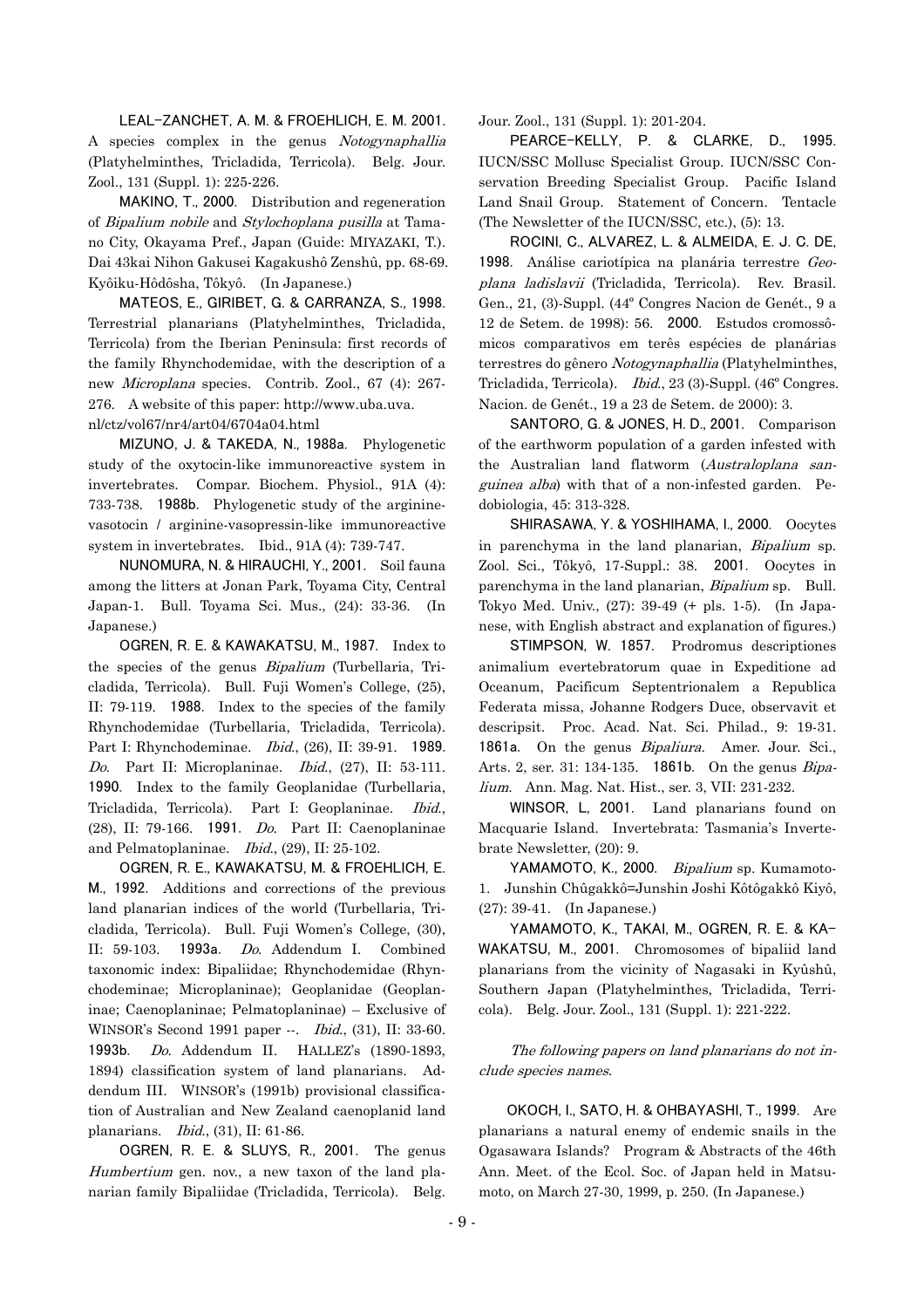**LEAL-ZANCHET, A. M. & FROEHLICH, E. M. 2001**. A species complex in the genus *Notogynaphallia* (Platyhelminthes, Tricladida, Terricola). Belg. Jour. Zool., 131 (Suppl. 1): 225-226.

**MAKINO, T., 2000**. Distribution and regeneration of *Bipalium nobile* and *Stylochoplana pusilla* at Tamano City, Okayama Pref., Japan (Guide: MIYAZAKI, T.). Dai 43kai Nihon Gakusei Kagakushô Zenshû, pp. 68-69. Kyôiku-Hôdôsha, Tôkyô. (In Japanese.)

**MATEOS, E., GIRIBET, G. & CARRANZA, S., 1998**. Terrestrial planarians (Platyhelminthes, Tricladida, Terricola) from the Iberian Peninsula: first records of the family Rhynchodemidae, with the description of a new *Microplana* species. Contrib. Zool., 67 (4): 267-276. A website of this paper: http://www.uba.uva.nl/ctz/vol67/nr4/art04/6704a04.html

**MIZUNO, J. & TAKEDA, N., 1988a**. Phylogenetic study of the oxytocin-like immunoreactive system in invertebrates. Compar. Biochem. Physiol., 91A (4): 733-738. **1988b**. Phylogenetic study of the arginine-vasotocin / arginine-vasopressin-like immunoreactive system in invertebrates. Ibid., 91A (4): 739-747.

**NUNOMURA, N. & HIRAUCHI, Y., 2001**. Soil fauna among the litters at Jonan Park, Toyama City, Central Japan-1. Bull. Toyama Sci. Mus., (24): 33-36. (In Japanese.)

**OGREN, R. E. & KAWAKATSU, M., 1987**. Index to the species of the genus *Bipalium* (Turbellaria, Tricladida, Terricola). Bull. Fuji Women's College, (25), II: 79-119. **1988**. Index to the species of the family Rhynchodemidae (Turbellaria, Tricladida, Terricola). Part I: Rhynchodeminae. *Ibid.*, (26), II: 39-91. **1989**. *Do.* Part II: Microplaninae. *Ibid.*, (27), II: 53-111. **1990**. Index to the family Geoplanidae (Turbellaria, Tricladida, Terricola). Part I: Geoplaninae. *Ibid.*, (28), II: 79-166. **1991**. *Do.* Part II: Caenoplaninae and Pelmatoplaninae. *Ibid.*, (29), II: 25-102.

**OGREN, R. E., KAWAKATSU, M. & FROEHLICH, E. M., 1992**. Additions and corrections of the previous land planarian indices of the world (Turbellaria, Tricladida, Terricola). Bull. Fuji Women's College, (30), II: 59-103. **1993a**. *Do.* Addendum I. Combined taxonomic index: Bipaliidae; Rhynchodemidae (Rhynchodeminae; Microplaninae); Geoplanidae (Geoplaninae; Caenoplaninae; Pelmatoplaninae) – Exclusive of WINSOR's Second 1991 paper --. *Ibid.*, (31), II: 33-60. **1993b**. *Do.* Addendum II. HALLEZ's (1890-1893, 1894) classification system of land planarians. Addendum III. WINSOR's (1991b) provisional classification of Australian and New Zealand caenoplanid land planarians. *Ibid.*, (31), II: 61-86.

**OGREN, R. E. & SLUYS, R., 2001**. The genus *Humbertium* gen. nov., a new taxon of the land planarian family Bipaliidae (Tricladida, Terricola). Belg. Jour. Zool., 131 (Suppl. 1): 201-204.

**PEARCE-KELLY, P. & CLARKE, D., 1995**. IUCN/SSC Mollusc Specialist Group. IUCN/SSC Conservation Breeding Specialist Group. Pacific Island Land Snail Group. Statement of Concern. Tentacle (The Newsletter of the IUCN/SSC, etc.), (5): 13.

**ROCINI, C., ALVAREZ, L. & ALMEIDA, E. J. C. DE, 1998**. Análise cariotípica na planária terrestre *Geoplana ladislavii* (Tricladida, Terricola). Rev. Brasil. Gen., 21, (3)-Suppl. (44º Congres Nacion de Genét., 9 a 12 de Setem. de 1998): 56. **2000**. Estudos cromossômicos comparativos em terês espécies de planárias terrestres do gênero *Notogynaphallia* (Platyhelminthes, Tricladida, Terricola). *Ibid.*, 23 (3)-Suppl. (46º Congres. Nacion. de Genét., 19 a 23 de Setem. de 2000): 3.

**SANTORO, G. & JONES, H. D., 2001**. Comparison of the earthworm population of a garden infested with the Australian land flatworm (*Australoplana sanguinea alba*) with that of a non-infested garden. Pedobiologia, 45: 313-328.

**SHIRASAWA, Y. & YOSHIHAMA, I., 2000**. Oocytes in parenchyma in the land planarian, *Bipalium* sp. Zool. Sci., Tôkyô, 17-Suppl.: 38. **2001**. Oocytes in parenchyma in the land planarian, *Bipalium* sp. Bull. Tokyo Med. Univ., (27): 39-49 (+ pls. 1-5). (In Japanese, with English abstract and explanation of figures.)

**STIMPSON, W. 1857**. Prodromus descriptiones animalium evertebratorum quae in Expeditione ad Oceanum, Pacificum Septentrionalem a Republica Federata missa, Johanne Rodgers Duce, observavit et descripsit. Proc. Acad. Nat. Sci. Philad., 9: 19-31. **1861a**. On the genus *Bipaliura*. Amer. Jour. Sci., Arts. 2, ser. 31: 134-135. **1861b**. On the genus *Bipalium*. Ann. Mag. Nat. Hist., ser. 3, VII: 231-232.

**WINSOR, L, 2001**. Land planarians found on Macquarie Island. Invertebrata: Tasmania's Invertebrate Newsletter, (20): 9.

**YAMAMOTO, K., 2000**. *Bipalium* sp. Kumamoto-1. Junshin Chûgakkô=Junshin Joshi Kôtôgakkô Kiyô, (27): 39-41. (In Japanese.)

**YAMAMOTO, K., TAKAI, M., OGREN, R. E. & KAWAKATSU, M., 2001**. Chromosomes of bipaliid land planarians from the vicinity of Nagasaki in Kyûshû, Southern Japan (Platyhelminthes, Tricladida, Terricola). Belg. Jour. Zool., 131 (Suppl. 1): 221-222.

*The following papers on land planarians do not include species names.*

**OKOCH, I., SATO, H. & OHBAYASHI, T., 1999**. Are planarians a natural enemy of endemic snails in the Ogasawara Islands? Program & Abstracts of the 46th Ann. Meet. of the Ecol. Soc. of Japan held in Matsumoto, on March 27-30, 1999, p. 250. (In Japanese.)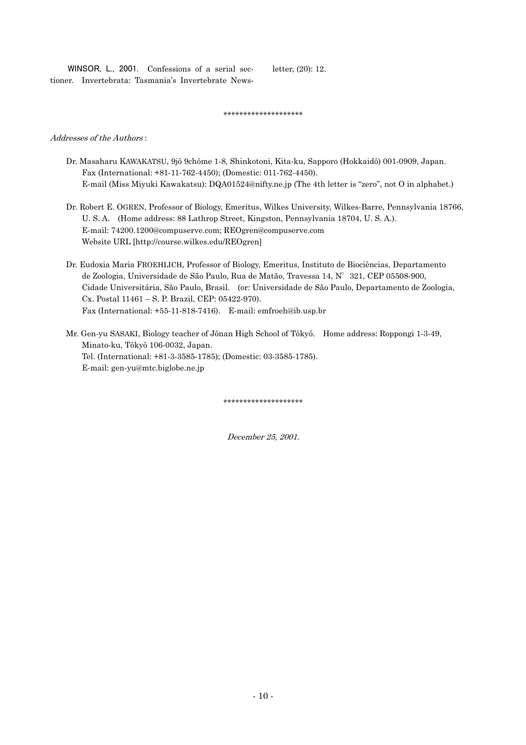WINSOR, L., 2001. Confessions of a serial sectioner. Invertebrata: Tasmania's Invertebrate Newsletter, (20): 12.

********************

*Addresses of the Authors* :

Dr. Masaharu KAWAKATSU, 9jô 9chôme 1-8, Shinkotoni, Kita-ku, Sapporo (Hokkaidô) 001-0909, Japan.
Fax (International: +81-11-762-4450); (Domestic: 011-762-4450).
E-mail (Miss Miyuki Kawakatsu): DQA01524@nifty.ne.jp (The 4th letter is "zero", not O in alphabet.)

Dr. Robert E. OGREN, Professor of Biology, Emeritus, Wilkes University, Wilkes-Barre, Pennsylvania 18766, U. S. A. (Home address: 88 Lathrop Street, Kingston, Pennsylvania 18704, U. S. A.).
E-mail: 74200.1200@compuserve.com; REOgren@compuserve.com
Website URL [http://course.wilkes.edu/REOgren]

Dr. Eudoxia Maria FROEHLICH, Professor of Biology, Emeritus, Instituto de Biociências, Departamento de Zoologia, Universidade de São Paulo, Rua de Matão, Travessa 14, N° 321, CEP 05508-900, Cidade Universitária, São Paulo, Brasil. (or: Universidade de São Paulo, Departamento de Zoologia, Cx. Postal 11461 – S. P. Brazil, CEP: 05422-970).
Fax (International: +55-11-818-7416). E-mail: emfroeh@ib.usp.br

Mr. Gen-yu SASAKI, Biology teacher of Jônan High School of Tôkyô. Home address: Roppongi 1-3-49, Minato-ku, Tôkyô 106-0032, Japan.
Tel. (International: +81-3-3585-1785); (Domestic: 03-3585-1785).
E-mail: gen-yu@mtc.biglobe.ne.jp

********************

*December 25, 2001.*